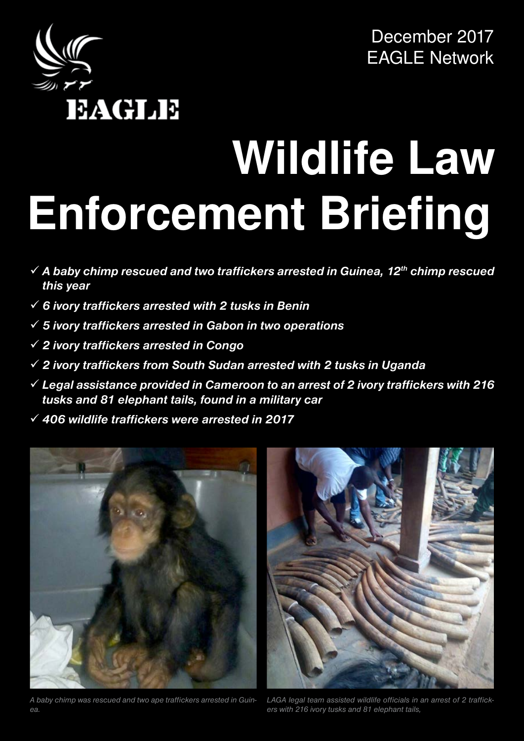EAGLE

December 2017
EAGLE Network

# Wildlife Law Enforcement Briefing

- ✓ ***A baby chimp rescued and two traffickers arrested in Guinea, 12th chimp rescued this year***
- ✓ ***6 ivory traffickers arrested with 2 tusks in Benin***
- ✓ ***5 ivory traffickers arrested in Gabon in two operations***
- ✓ ***2 ivory traffickers arrested in Congo***
- ✓ ***2 ivory traffickers from South Sudan arrested with 2 tusks in Uganda***
- ✓ ***Legal assistance provided in Cameroon to an arrest of 2 ivory traffickers with 216 tusks and 81 elephant tails, found in a military car***
- ✓ ***406 wildlife traffickers were arrested in 2017***

*A baby chimp was rescued and two ape traffickers arrested in Guinea.*

*LAGA legal team assisted wildlife officials in an arrest of 2 traffickers with 216 ivory tusks and 81 elephant tails,*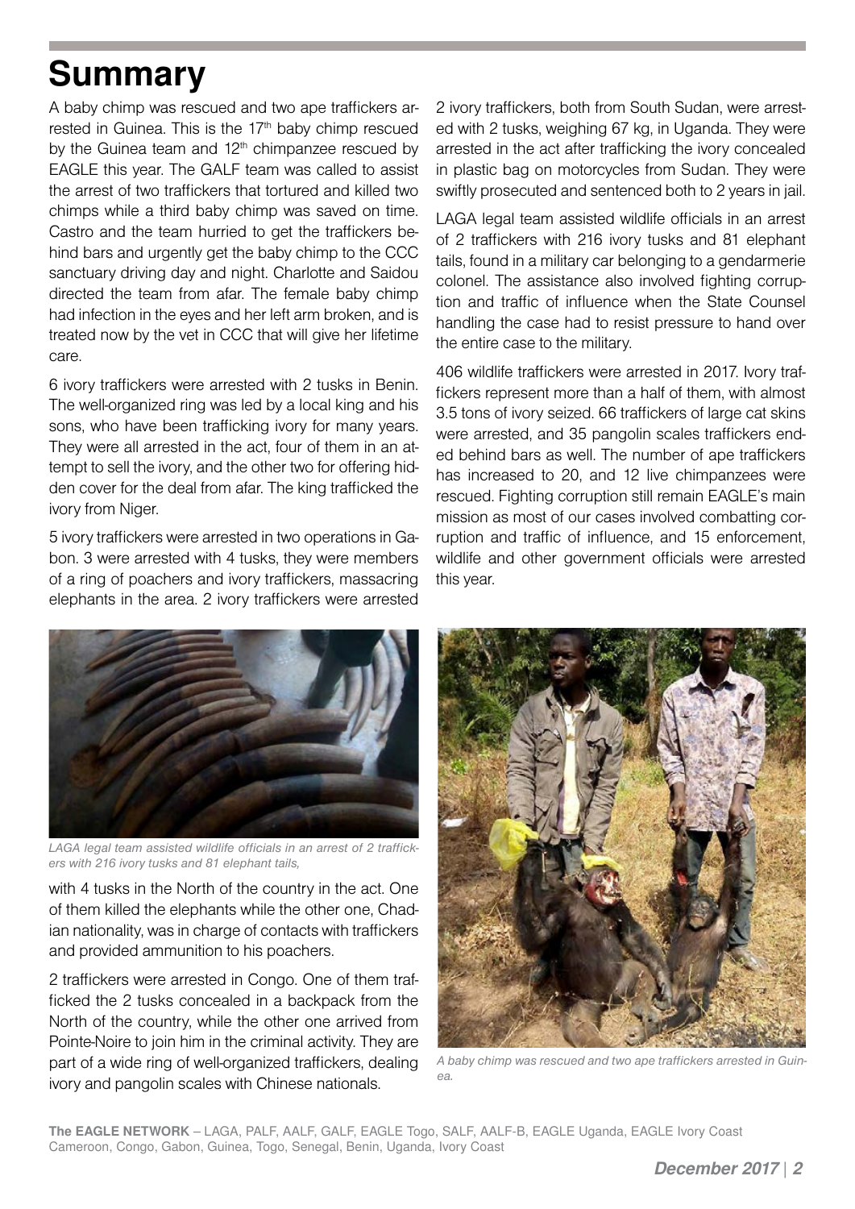# Summary

A baby chimp was rescued and two ape traffickers arrested in Guinea. This is the 17th baby chimp rescued by the Guinea team and 12th chimpanzee rescued by EAGLE this year. The GALF team was called to assist the arrest of two traffickers that tortured and killed two chimps while a third baby chimp was saved on time. Castro and the team hurried to get the traffickers behind bars and urgently get the baby chimp to the CCC sanctuary driving day and night. Charlotte and Saidou directed the team from afar. The female baby chimp had infection in the eyes and her left arm broken, and is treated now by the vet in CCC that will give her lifetime care.

6 ivory traffickers were arrested with 2 tusks in Benin. The well-organized ring was led by a local king and his sons, who have been trafficking ivory for many years. They were all arrested in the act, four of them in an attempt to sell the ivory, and the other two for offering hidden cover for the deal from afar. The king trafficked the ivory from Niger.

5 ivory traffickers were arrested in two operations in Gabon. 3 were arrested with 4 tusks, they were members of a ring of poachers and ivory traffickers, massacring elephants in the area. 2 ivory traffickers were arrested with 4 tusks in the North of the country in the act. One of them killed the elephants while the other one, Chadian nationality, was in charge of contacts with traffickers and provided ammunition to his poachers.

*LAGA legal team assisted wildlife officials in an arrest of 2 traffickers with 216 ivory tusks and 81 elephant tails,*

2 traffickers were arrested in Congo. One of them trafficked the 2 tusks concealed in a backpack from the North of the country, while the other one arrived from Pointe-Noire to join him in the criminal activity. They are part of a wide ring of well-organized traffickers, dealing ivory and pangolin scales with Chinese nationals.

2 ivory traffickers, both from South Sudan, were arrested with 2 tusks, weighing 67 kg, in Uganda. They were arrested in the act after trafficking the ivory concealed in plastic bag on motorcycles from Sudan. They were swiftly prosecuted and sentenced both to 2 years in jail.

LAGA legal team assisted wildlife officials in an arrest of 2 traffickers with 216 ivory tusks and 81 elephant tails, found in a military car belonging to a gendarmerie colonel. The assistance also involved fighting corruption and traffic of influence when the State Counsel handling the case had to resist pressure to hand over the entire case to the military.

406 wildlife traffickers were arrested in 2017. Ivory traffickers represent more than a half of them, with almost 3.5 tons of ivory seized. 66 traffickers of large cat skins were arrested, and 35 pangolin scales traffickers ended behind bars as well. The number of ape traffickers has increased to 20, and 12 live chimpanzees were rescued. Fighting corruption still remain EAGLE's main mission as most of our cases involved combatting corruption and traffic of influence, and 15 enforcement, wildlife and other government officials were arrested this year.

*A baby chimp was rescued and two ape traffickers arrested in Guinea.*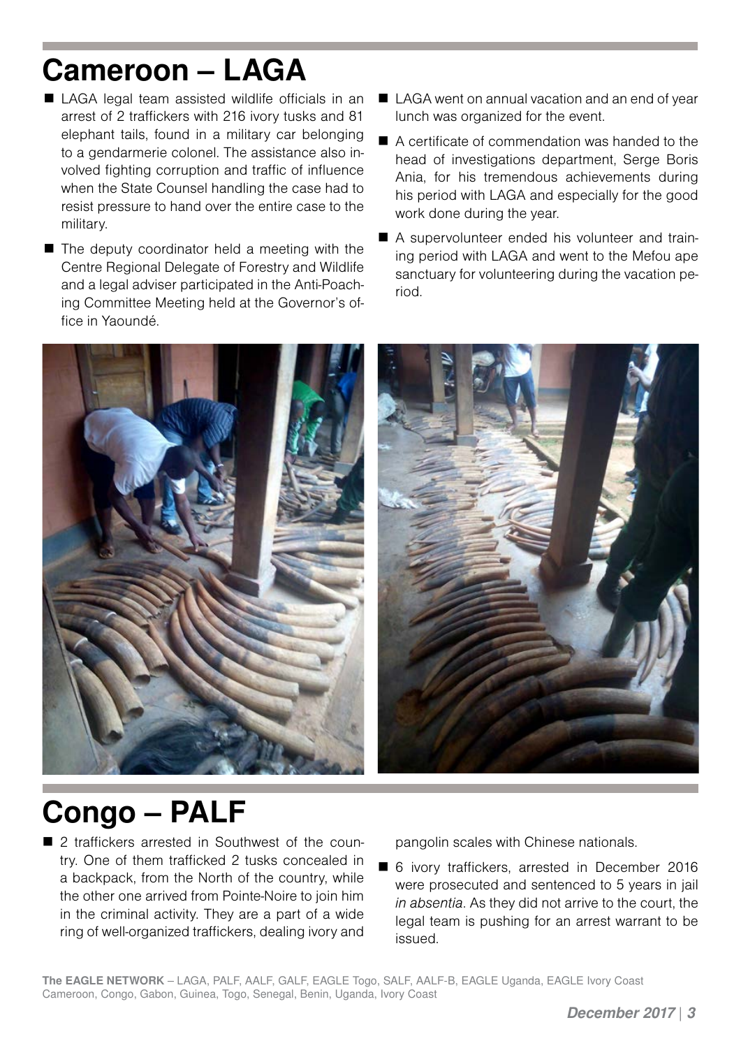# Cameroon – LAGA

- LAGA legal team assisted wildlife officials in an arrest of 2 traffickers with 216 ivory tusks and 81 elephant tails, found in a military car belonging to a gendarmerie colonel. The assistance also involved fighting corruption and traffic of influence when the State Counsel handling the case had to resist pressure to hand over the entire case to the military.
- The deputy coordinator held a meeting with the Centre Regional Delegate of Forestry and Wildlife and a legal adviser participated in the Anti-Poaching Committee Meeting held at the Governor's office in Yaoundé.
- LAGA went on annual vacation and an end of year lunch was organized for the event.
- A certificate of commendation was handed to the head of investigations department, Serge Boris Ania, for his tremendous achievements during his period with LAGA and especially for the good work done during the year.
- A supervolunteer ended his volunteer and training period with LAGA and went to the Mefou ape sanctuary for volunteering during the vacation period.

# Congo – PALF

- 2 traffickers arrested in Southwest of the country. One of them trafficked 2 tusks concealed in a backpack, from the North of the country, while the other one arrived from Pointe-Noire to join him in the criminal activity. They are a part of a wide ring of well-organized traffickers, dealing ivory and pangolin scales with Chinese nationals.
- 6 ivory traffickers, arrested in December 2016 were prosecuted and sentenced to 5 years in jail *in absentia*. As they did not arrive to the court, the legal team is pushing for an arrest warrant to be issued.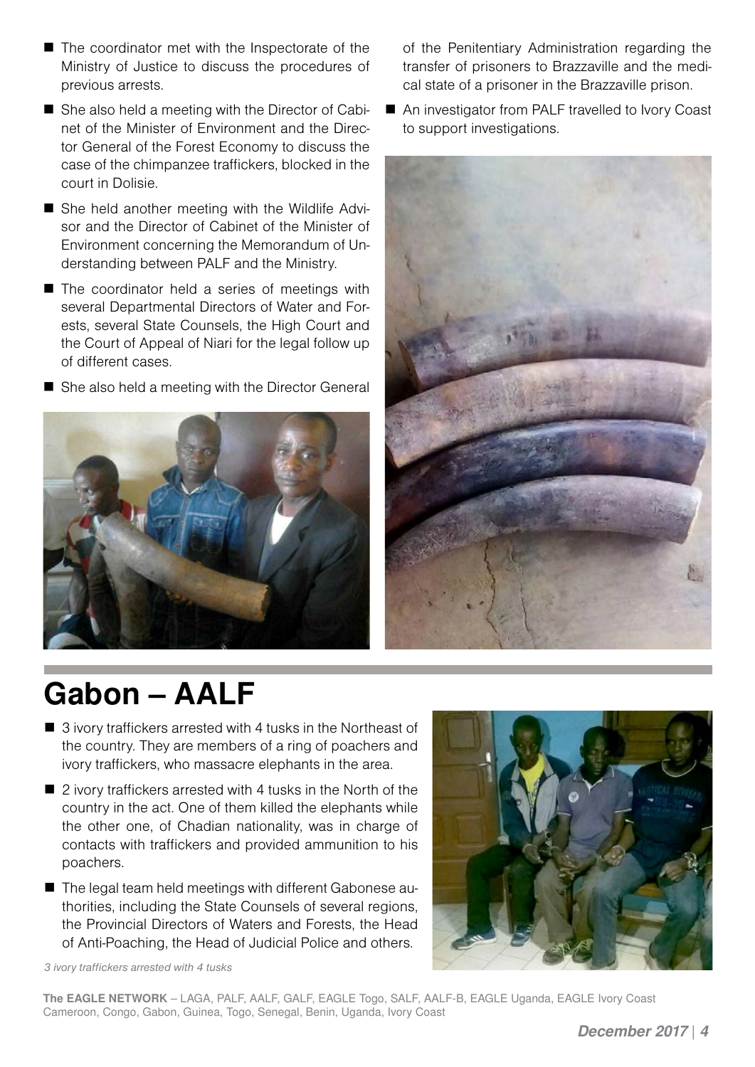- The coordinator met with the Inspectorate of the Ministry of Justice to discuss the procedures of previous arrests.
- She also held a meeting with the Director of Cabinet of the Minister of Environment and the Director General of the Forest Economy to discuss the case of the chimpanzee traffickers, blocked in the court in Dolisie.
- She held another meeting with the Wildlife Advisor and the Director of Cabinet of the Minister of Environment concerning the Memorandum of Understanding between PALF and the Ministry.
- The coordinator held a series of meetings with several Departmental Directors of Water and Forests, several State Counsels, the High Court and the Court of Appeal of Niari for the legal follow up of different cases.
- She also held a meeting with the Director General of the Penitentiary Administration regarding the transfer of prisoners to Brazzaville and the medical state of a prisoner in the Brazzaville prison.
- An investigator from PALF travelled to Ivory Coast to support investigations.

# Gabon – AALF

- 3 ivory traffickers arrested with 4 tusks in the Northeast of the country. They are members of a ring of poachers and ivory traffickers, who massacre elephants in the area.
- 2 ivory traffickers arrested with 4 tusks in the North of the country in the act. One of them killed the elephants while the other one, of Chadian nationality, was in charge of contacts with traffickers and provided ammunition to his poachers.
- The legal team held meetings with different Gabonese authorities, including the State Counsels of several regions, the Provincial Directors of Waters and Forests, the Head of Anti-Poaching, the Head of Judicial Police and others.

*3 ivory traffickers arrested with 4 tusks*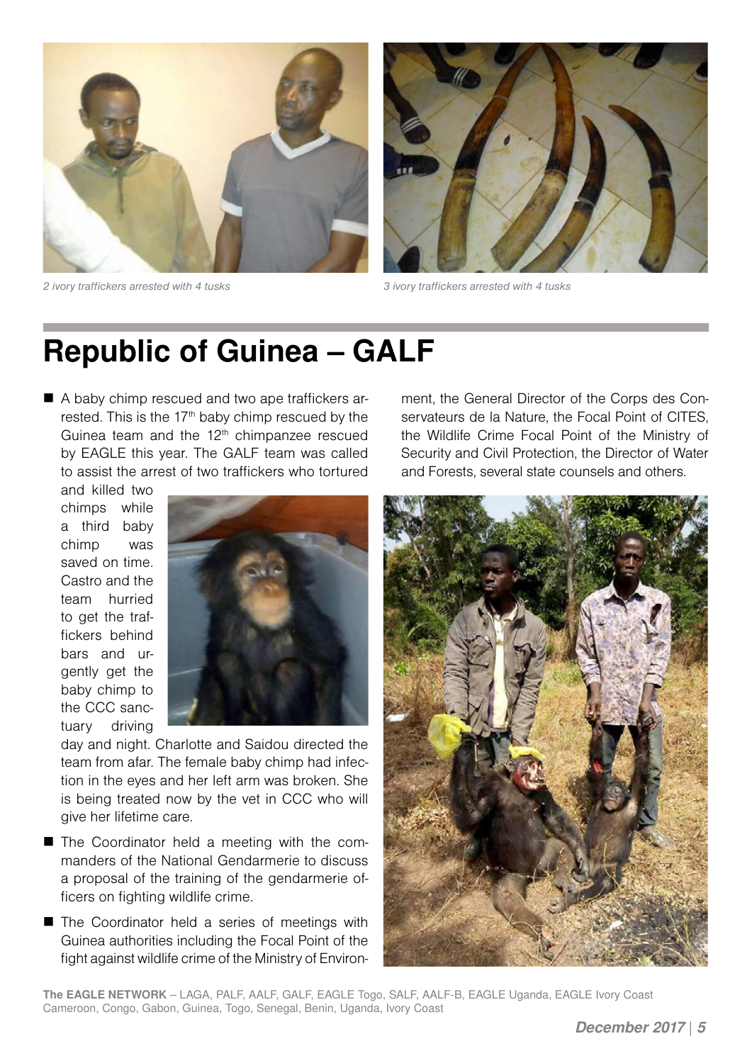*2 ivory traffickers arrested with 4 tusks*

*3 ivory traffickers arrested with 4 tusks*

# Republic of Guinea – GALF

- A baby chimp rescued and two ape traffickers arrested. This is the 17th baby chimp rescued by the Guinea team and the 12th chimpanzee rescued by EAGLE this year. The GALF team was called to assist the arrest of two traffickers who tortured and killed two chimps while a third baby chimp was saved on time. Castro and the team hurried to get the traffickers behind bars and urgently get the baby chimp to the CCC sanctuary driving day and night. Charlotte and Saidou directed the team from afar. The female baby chimp had infection in the eyes and her left arm was broken. She is being treated now by the vet in CCC who will give her lifetime care.
- The Coordinator held a meeting with the commanders of the National Gendarmerie to discuss a proposal of the training of the gendarmerie officers on fighting wildlife crime.
- The Coordinator held a series of meetings with Guinea authorities including the Focal Point of the fight against wildlife crime of the Ministry of Environment, the General Director of the Corps des Conservateurs de la Nature, the Focal Point of CITES, the Wildlife Crime Focal Point of the Ministry of Security and Civil Protection, the Director of Water and Forests, several state counsels and others.

**The EAGLE NETWORK** – LAGA, PALF, AALF, GALF, EAGLE Togo, SALF, AALF-B, EAGLE Uganda, EAGLE Ivory Coast
Cameroon, Congo, Gabon, Guinea, Togo, Senegal, Benin, Uganda, Ivory Coast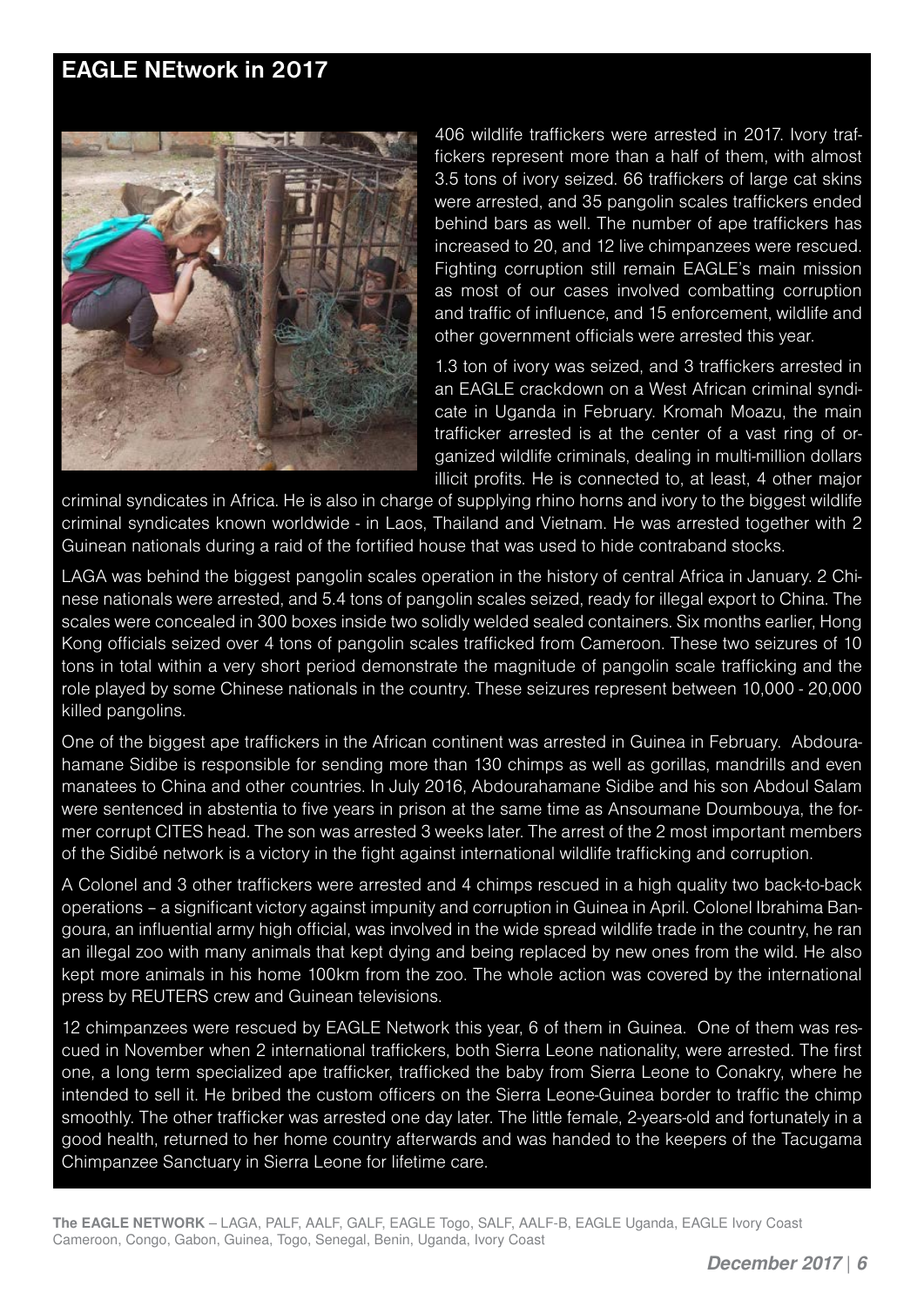## EAGLE NEtwork in 2017

406 wildlife traffickers were arrested in 2017. Ivory traffickers represent more than a half of them, with almost 3.5 tons of ivory seized. 66 traffickers of large cat skins were arrested, and 35 pangolin scales traffickers ended behind bars as well. The number of ape traffickers has increased to 20, and 12 live chimpanzees were rescued. Fighting corruption still remain EAGLE's main mission as most of our cases involved combatting corruption and traffic of influence, and 15 enforcement, wildlife and other government officials were arrested this year.

1.3 ton of ivory was seized, and 3 traffickers arrested in an EAGLE crackdown on a West African criminal syndicate in Uganda in February. Kromah Moazu, the main trafficker arrested is at the center of a vast ring of organized wildlife criminals, dealing in multi-million dollars illicit profits. He is connected to, at least, 4 other major criminal syndicates in Africa. He is also in charge of supplying rhino horns and ivory to the biggest wildlife criminal syndicates known worldwide - in Laos, Thailand and Vietnam. He was arrested together with 2 Guinean nationals during a raid of the fortified house that was used to hide contraband stocks.

LAGA was behind the biggest pangolin scales operation in the history of central Africa in January. 2 Chinese nationals were arrested, and 5.4 tons of pangolin scales seized, ready for illegal export to China. The scales were concealed in 300 boxes inside two solidly welded sealed containers. Six months earlier, Hong Kong officials seized over 4 tons of pangolin scales trafficked from Cameroon. These two seizures of 10 tons in total within a very short period demonstrate the magnitude of pangolin scale trafficking and the role played by some Chinese nationals in the country. These seizures represent between 10,000 - 20,000 killed pangolins.

One of the biggest ape traffickers in the African continent was arrested in Guinea in February. Abdourahamane Sidibe is responsible for sending more than 130 chimps as well as gorillas, mandrills and even manatees to China and other countries. In July 2016, Abdourahamane Sidibe and his son Abdoul Salam were sentenced in abstentia to five years in prison at the same time as Ansoumane Doumbouya, the former corrupt CITES head. The son was arrested 3 weeks later. The arrest of the 2 most important members of the Sidibé network is a victory in the fight against international wildlife trafficking and corruption.

A Colonel and 3 other traffickers were arrested and 4 chimps rescued in a high quality two back-to-back operations – a significant victory against impunity and corruption in Guinea in April. Colonel Ibrahima Bangoura, an influential army high official, was involved in the wide spread wildlife trade in the country, he ran an illegal zoo with many animals that kept dying and being replaced by new ones from the wild. He also kept more animals in his home 100km from the zoo. The whole action was covered by the international press by REUTERS crew and Guinean televisions.

12 chimpanzees were rescued by EAGLE Network this year, 6 of them in Guinea. One of them was rescued in November when 2 international traffickers, both Sierra Leone nationality, were arrested. The first one, a long term specialized ape trafficker, trafficked the baby from Sierra Leone to Conakry, where he intended to sell it. He bribed the custom officers on the Sierra Leone-Guinea border to traffic the chimp smoothly. The other trafficker was arrested one day later. The little female, 2-years-old and fortunately in a good health, returned to her home country afterwards and was handed to the keepers of the Tacugama Chimpanzee Sanctuary in Sierra Leone for lifetime care.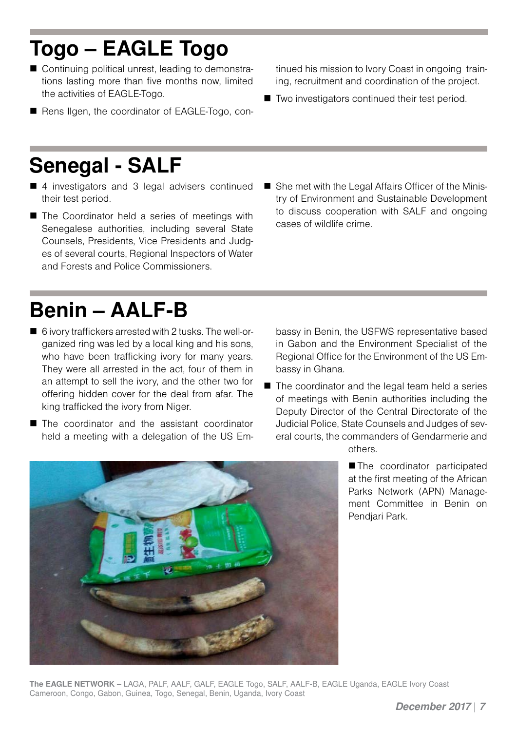# Togo – EAGLE Togo

- Continuing political unrest, leading to demonstrations lasting more than five months now, limited the activities of EAGLE-Togo.
- Rens Ilgen, the coordinator of EAGLE-Togo, continued his mission to Ivory Coast in ongoing training, recruitment and coordination of the project.
- Two investigators continued their test period.

# Senegal - SALF

- 4 investigators and 3 legal advisers continued their test period.
- The Coordinator held a series of meetings with Senegalese authorities, including several State Counsels, Presidents, Vice Presidents and Judges of several courts, Regional Inspectors of Water and Forests and Police Commissioners.
- She met with the Legal Affairs Officer of the Ministry of Environment and Sustainable Development to discuss cooperation with SALF and ongoing cases of wildlife crime.

# Benin – AALF-B

- 6 ivory traffickers arrested with 2 tusks. The well-organized ring was led by a local king and his sons, who have been trafficking ivory for many years. They were all arrested in the act, four of them in an attempt to sell the ivory, and the other two for offering hidden cover for the deal from afar. The king trafficked the ivory from Niger.
- The coordinator and the assistant coordinator held a meeting with a delegation of the US Embassy in Benin, the USFWS representative based in Gabon and the Environment Specialist of the Regional Office for the Environment of the US Embassy in Ghana.
- The coordinator and the legal team held a series of meetings with Benin authorities including the Deputy Director of the Central Directorate of the Judicial Police, State Counsels and Judges of several courts, the commanders of Gendarmerie and others.
- The coordinator participated at the first meeting of the African Parks Network (APN) Management Committee in Benin on Pendjari Park.

**The EAGLE NETWORK** – LAGA, PALF, AALF, GALF, EAGLE Togo, SALF, AALF-B, EAGLE Uganda, EAGLE Ivory Coast
Cameroon, Congo, Gabon, Guinea, Togo, Senegal, Benin, Uganda, Ivory Coast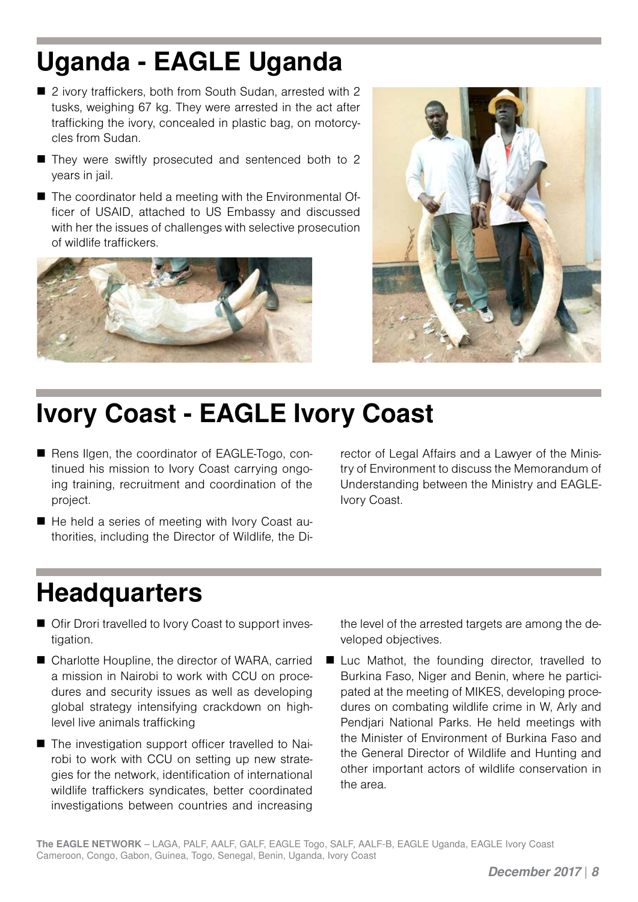# Uganda - EAGLE Uganda

- 2 ivory traffickers, both from South Sudan, arrested with 2 tusks, weighing 67 kg. They were arrested in the act after trafficking the ivory, concealed in plastic bag, on motorcycles from Sudan.
- They were swiftly prosecuted and sentenced both to 2 years in jail.
- The coordinator held a meeting with the Environmental Officer of USAID, attached to US Embassy and discussed with her the issues of challenges with selective prosecution of wildlife traffickers.

# Ivory Coast - EAGLE Ivory Coast

- Rens Ilgen, the coordinator of EAGLE-Togo, continued his mission to Ivory Coast carrying ongoing training, recruitment and coordination of the project.
- He held a series of meeting with Ivory Coast authorities, including the Director of Wildlife, the Director of Legal Affairs and a Lawyer of the Ministry of Environment to discuss the Memorandum of Understanding between the Ministry and EAGLE-Ivory Coast.

# Headquarters

- Ofir Drori travelled to Ivory Coast to support investigation.
- Charlotte Houpline, the director of WARA, carried a mission in Nairobi to work with CCU on procedures and security issues as well as developing global strategy intensifying crackdown on high-level live animals trafficking
- The investigation support officer travelled to Nairobi to work with CCU on setting up new strategies for the network, identification of international wildlife traffickers syndicates, better coordinated investigations between countries and increasing the level of the arrested targets are among the developed objectives.
- Luc Mathot, the founding director, travelled to Burkina Faso, Niger and Benin, where he participated at the meeting of MIKES, developing procedures on combating wildlife crime in W, Arly and Pendjari National Parks. He held meetings with the Minister of Environment of Burkina Faso and the General Director of Wildlife and Hunting and other important actors of wildlife conservation in the area.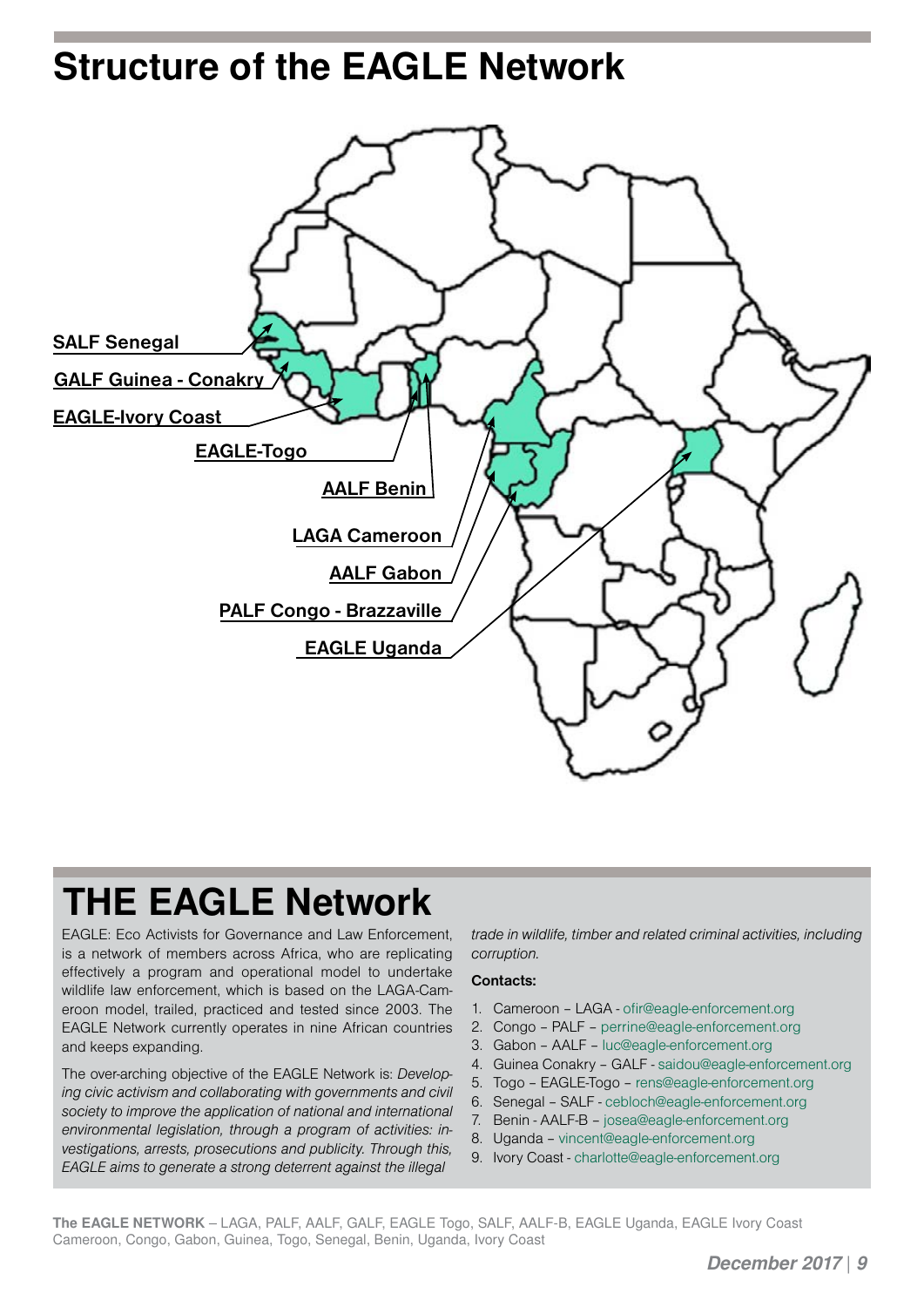# Structure of the EAGLE Network

SALF Senegal

GALF Guinea - Conakry

EAGLE-Ivory Coast

EAGLE-Togo

AALF Benin

LAGA Cameroon

AALF Gabon

PALF Congo - Brazzaville

EAGLE Uganda

# THE EAGLE Network

EAGLE: Eco Activists for Governance and Law Enforcement, is a network of members across Africa, who are replicating effectively a program and operational model to undertake wildlife law enforcement, which is based on the LAGA-Cameroon model, trailed, practiced and tested since 2003. The EAGLE Network currently operates in nine African countries and keeps expanding.

The over-arching objective of the EAGLE Network is: *Developing civic activism and collaborating with governments and civil society to improve the application of national and international environmental legislation, through a program of activities: investigations, arrests, prosecutions and publicity. Through this, EAGLE aims to generate a strong deterrent against the illegal trade in wildlife, timber and related criminal activities, including corruption.*

**Contacts:**

1. Cameroon – LAGA - ofir@eagle-enforcement.org
2. Congo – PALF – perrine@eagle-enforcement.org
3. Gabon – AALF – luc@eagle-enforcement.org
4. Guinea Conakry – GALF – saidou@eagle-enforcement.org
5. Togo – EAGLE-Togo – rens@eagle-enforcement.org
6. Senegal – SALF - cebloch@eagle-enforcement.org
7. Benin - AALF-B – josea@eagle-enforcement.org
8. Uganda – vincent@eagle-enforcement.org
9. Ivory Coast - charlotte@eagle-enforcement.org

**The EAGLE NETWORK** – LAGA, PALF, AALF, GALF, EAGLE Togo, SALF, AALF-B, EAGLE Uganda, EAGLE Ivory Coast
Cameroon, Congo, Gabon, Guinea, Togo, Senegal, Benin, Uganda, Ivory Coast